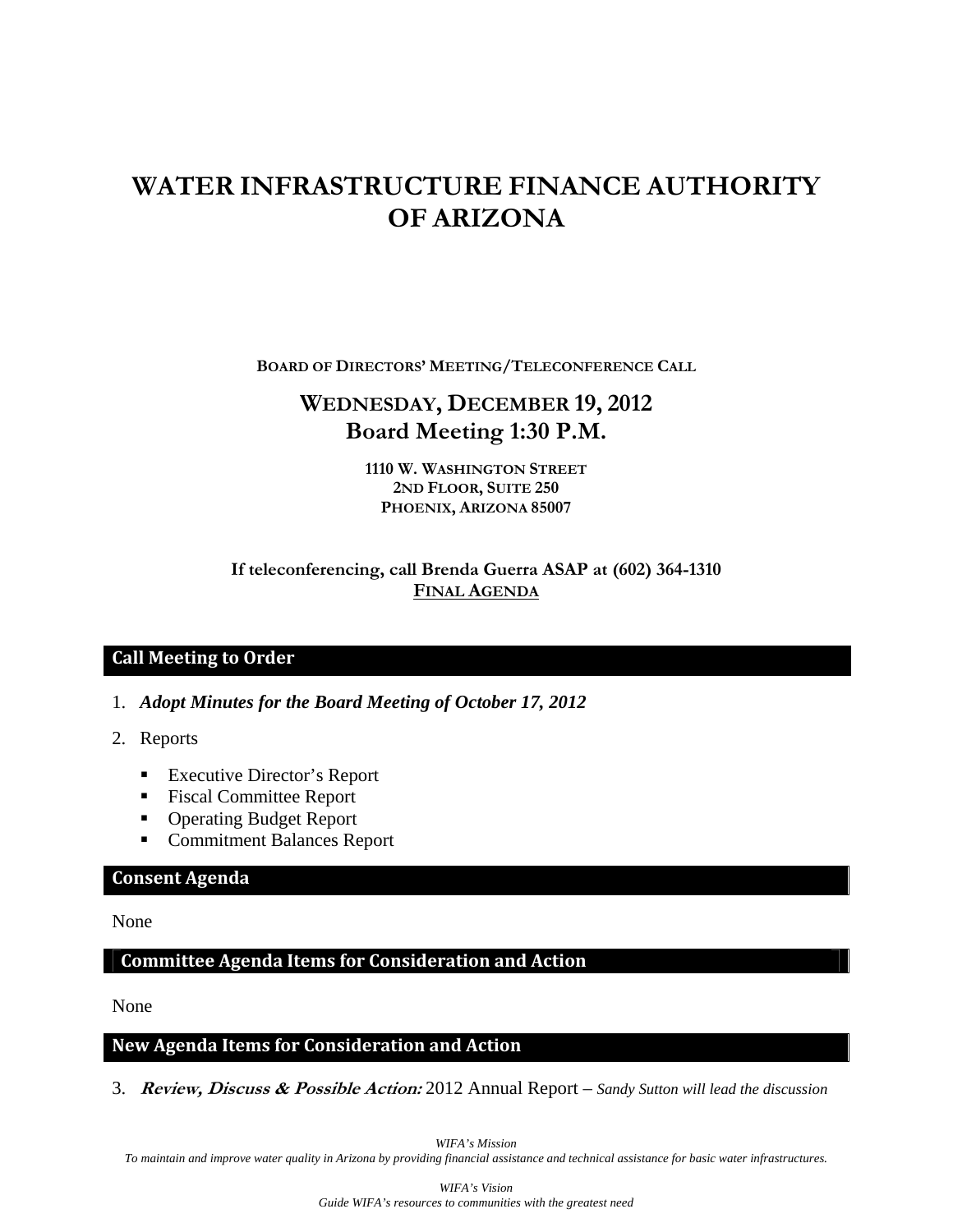# WATER INFRASTRUCTURE FINANCE AUTHORITY OF ARIZONA

**BOARD OF DIRECTORS' MEETING/TELECONFERENCE CALL**

## WEDNESDAY, DECEMBER 19, 2012
## Board Meeting 1:30 P.M.

**1110 W. WASHINGTON STREET**
**2ND FLOOR, SUITE 250**
**PHOENIX, ARIZONA 85007**

**If teleconferencing, call Brenda Guerra ASAP at (602) 364-1310**
**FINAL AGENDA**

### Call Meeting to Order

1. ***Adopt Minutes for the Board Meeting of October 17, 2012***
2. Reports
   - Executive Director's Report
   - Fiscal Committee Report
   - Operating Budget Report
   - Commitment Balances Report

### Consent Agenda

None

### Committee Agenda Items for Consideration and Action

None

### New Agenda Items for Consideration and Action

3. ***Review, Discuss & Possible Action:*** 2012 Annual Report – *Sandy Sutton will lead the discussion*

*WIFA's Mission*
*To maintain and improve water quality in Arizona by providing financial assistance and technical assistance for basic water infrastructures.*

*WIFA's Vision*
*Guide WIFA's resources to communities with the greatest need*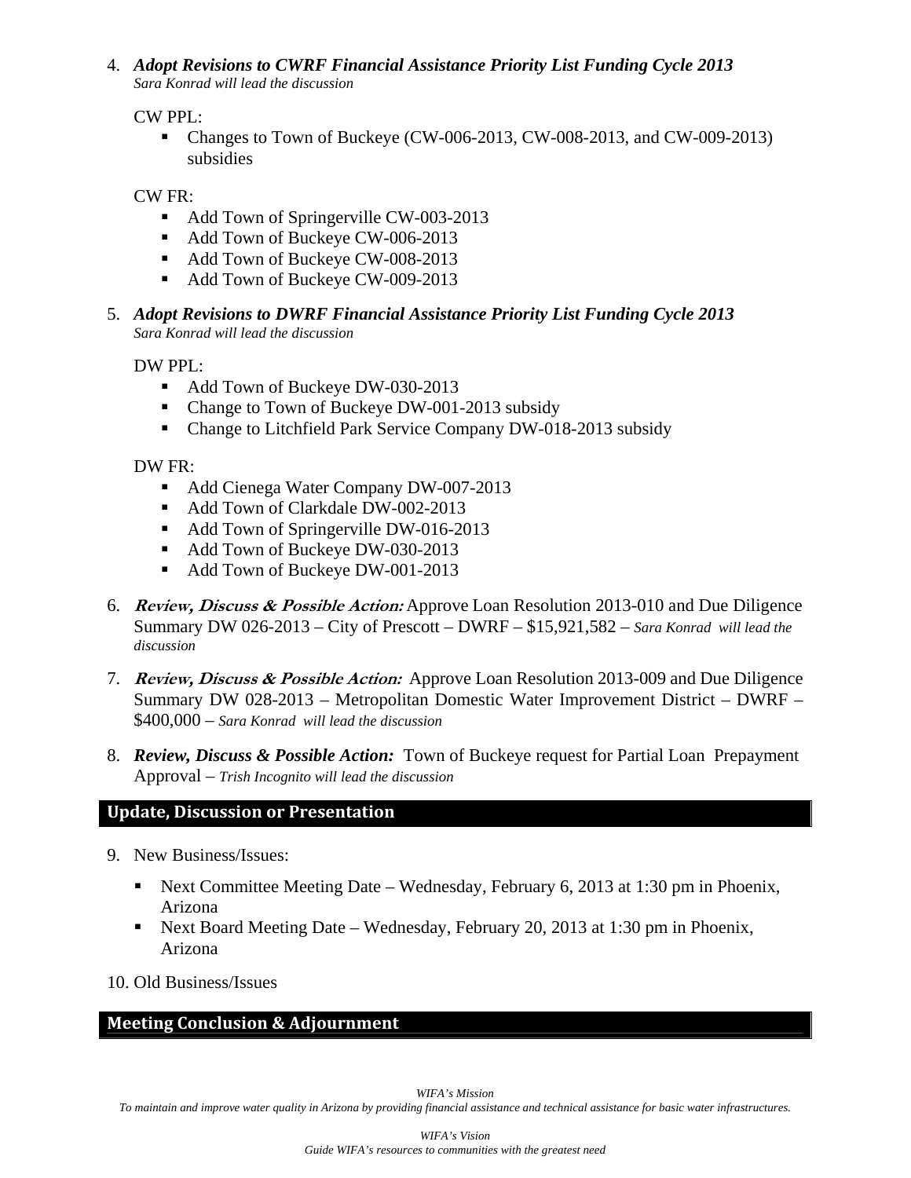4. ***Adopt Revisions to CWRF Financial Assistance Priority List Funding Cycle 2013***
   *Sara Konrad will lead the discussion*

   CW PPL:
   - Changes to Town of Buckeye (CW-006-2013, CW-008-2013, and CW-009-2013) subsidies

   CW FR:
   - Add Town of Springerville CW-003-2013
   - Add Town of Buckeye CW-006-2013
   - Add Town of Buckeye CW-008-2013
   - Add Town of Buckeye CW-009-2013

5. ***Adopt Revisions to DWRF Financial Assistance Priority List Funding Cycle 2013***
   *Sara Konrad will lead the discussion*

   DW PPL:
   - Add Town of Buckeye DW-030-2013
   - Change to Town of Buckeye DW-001-2013 subsidy
   - Change to Litchfield Park Service Company DW-018-2013 subsidy

   DW FR:
   - Add Cienega Water Company DW-007-2013
   - Add Town of Clarkdale DW-002-2013
   - Add Town of Springerville DW-016-2013
   - Add Town of Buckeye DW-030-2013
   - Add Town of Buckeye DW-001-2013

6. ***Review, Discuss & Possible Action:*** Approve Loan Resolution 2013-010 and Due Diligence Summary DW 026-2013 – City of Prescott – DWRF – $15,921,582 – *Sara Konrad will lead the discussion*

7. ***Review, Discuss & Possible Action:*** Approve Loan Resolution 2013-009 and Due Diligence Summary DW 028-2013 – Metropolitan Domestic Water Improvement District – DWRF – $400,000 – *Sara Konrad will lead the discussion*

8. ***Review, Discuss & Possible Action:*** Town of Buckeye request for Partial Loan Prepayment Approval – *Trish Incognito will lead the discussion*

## Update, Discussion or Presentation

9. New Business/Issues:
   - Next Committee Meeting Date – Wednesday, February 6, 2013 at 1:30 pm in Phoenix, Arizona
   - Next Board Meeting Date – Wednesday, February 20, 2013 at 1:30 pm in Phoenix, Arizona

10. Old Business/Issues

## Meeting Conclusion & Adjournment

*WIFA's Mission*
*To maintain and improve water quality in Arizona by providing financial assistance and technical assistance for basic water infrastructures.*

*WIFA's Vision*
*Guide WIFA's resources to communities with the greatest need*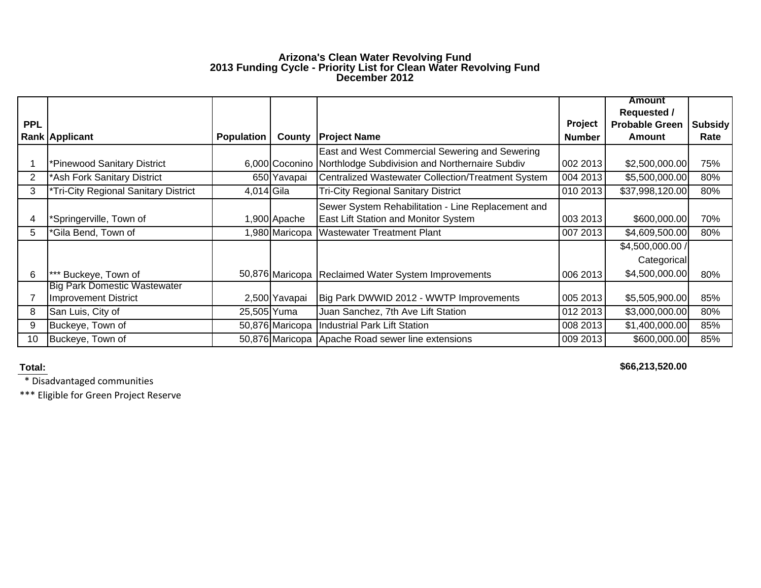# Arizona's Clean Water Revolving Fund
## 2013 Funding Cycle - Priority List for Clean Water Revolving Fund
### December 2012

| PPL Rank | Applicant | Population | County | Project Name | Project Number | Amount Requested / Probable Green Amount | Subsidy Rate |
|---|---|---|---|---|---|---|---|
| 1 | *Pinewood Sanitary District | 6,000 | Coconino | East and West Commercial Sewering and Sewering Northlodge Subdivision and Northernaire Subdiv | 002 2013 | $2,500,000.00 | 75% |
| 2 | *Ash Fork Sanitary District | 650 | Yavapai | Centralized Wastewater Collection/Treatment System | 004 2013 | $5,500,000.00 | 80% |
| 3 | *Tri-City Regional Sanitary District | 4,014 | Gila | Tri-City Regional Sanitary District | 010 2013 | $37,998,120.00 | 80% |
| 4 | *Springerville, Town of | 1,900 | Apache | Sewer System Rehabilitation - Line Replacement and East Lift Station and Monitor System | 003 2013 | $600,000.00 | 70% |
| 5 | *Gila Bend, Town of | 1,980 | Maricopa | Wastewater Treatment Plant | 007 2013 | $4,609,500.00 | 80% |
| 6 | *** Buckeye, Town of | 50,876 | Maricopa | Reclaimed Water System Improvements | 006 2013 | $4,500,000.00 / Categorical $4,500,000.00 | 80% |
| 7 | Big Park Domestic Wastewater Improvement District | 2,500 | Yavapai | Big Park DWWID 2012 - WWTP Improvements | 005 2013 | $5,505,900.00 | 85% |
| 8 | San Luis, City of | 25,505 | Yuma | Juan Sanchez, 7th Ave Lift Station | 012 2013 | $3,000,000.00 | 80% |
| 9 | Buckeye, Town of | 50,876 | Maricopa | Industrial Park Lift Station | 008 2013 | $1,400,000.00 | 85% |
| 10 | Buckeye, Town of | 50,876 | Maricopa | Apache Road sewer line extensions | 009 2013 | $600,000.00 | 85% |
| **Total:** | | | | | | **$66,213,520.00** | |

\* Disadvantaged communities

*** Eligible for Green Project Reserve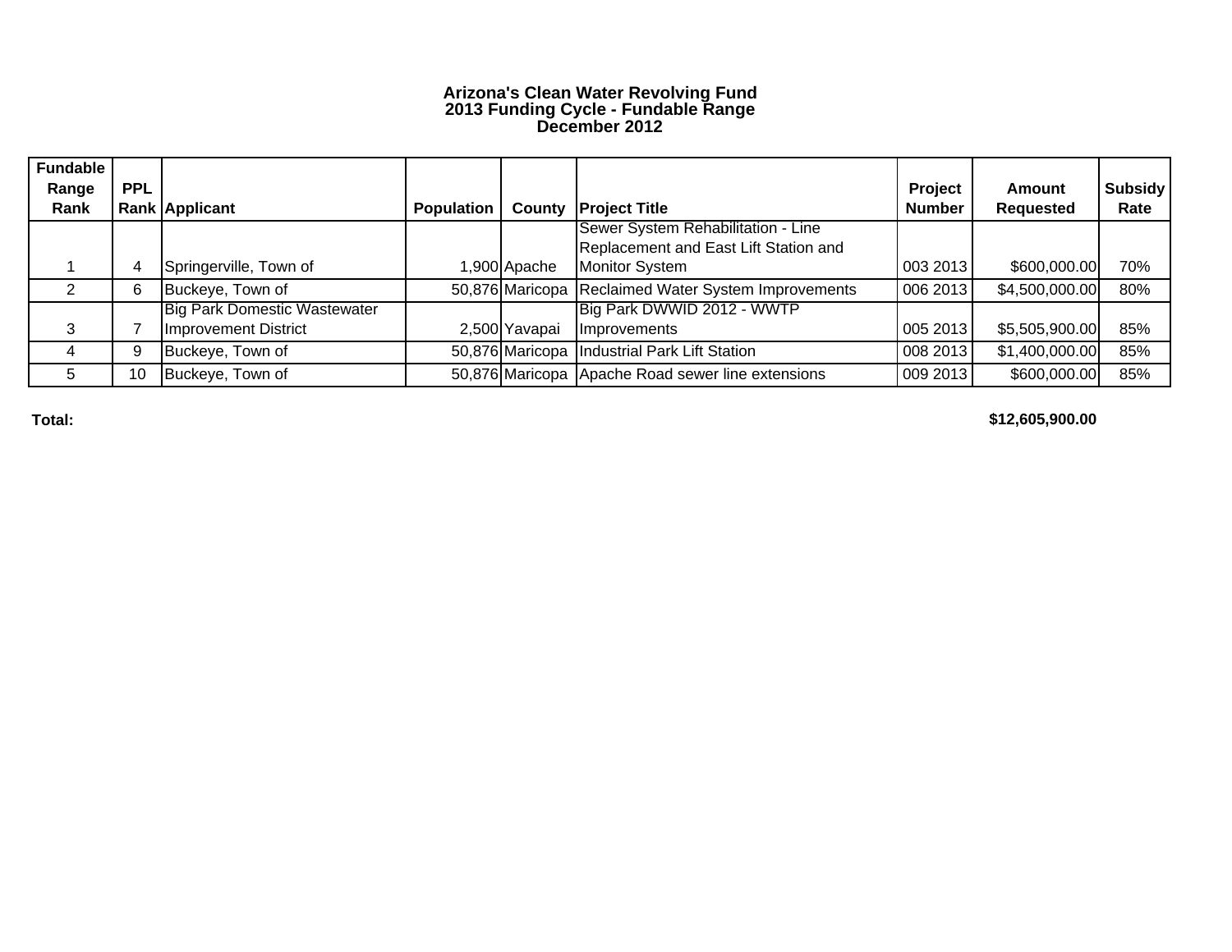# Arizona's Clean Water Revolving Fund
## 2013 Funding Cycle - Fundable Range
## December 2012

| Fundable Range Rank | PPL Rank | Applicant | Population | County | Project Title | Project Number | Amount Requested | Subsidy Rate |
|---|---|---|---|---|---|---|---|---|
| 1 | 4 | Springerville, Town of | 1,900 | Apache | Sewer System Rehabilitation - Line Replacement and East Lift Station and Monitor System | 003 2013 | $600,000.00 | 70% |
| 2 | 6 | Buckeye, Town of | 50,876 | Maricopa | Reclaimed Water System Improvements | 006 2013 | $4,500,000.00 | 80% |
| 3 | 7 | Big Park Domestic Wastewater Improvement District | 2,500 | Yavapai | Big Park DWWID 2012 - WWTP Improvements | 005 2013 | $5,505,900.00 | 85% |
| 4 | 9 | Buckeye, Town of | 50,876 | Maricopa | Industrial Park Lift Station | 008 2013 | $1,400,000.00 | 85% |
| 5 | 10 | Buckeye, Town of | 50,876 | Maricopa | Apache Road sewer line extensions | 009 2013 | $600,000.00 | 85% |

**Total:** **$12,605,900.00**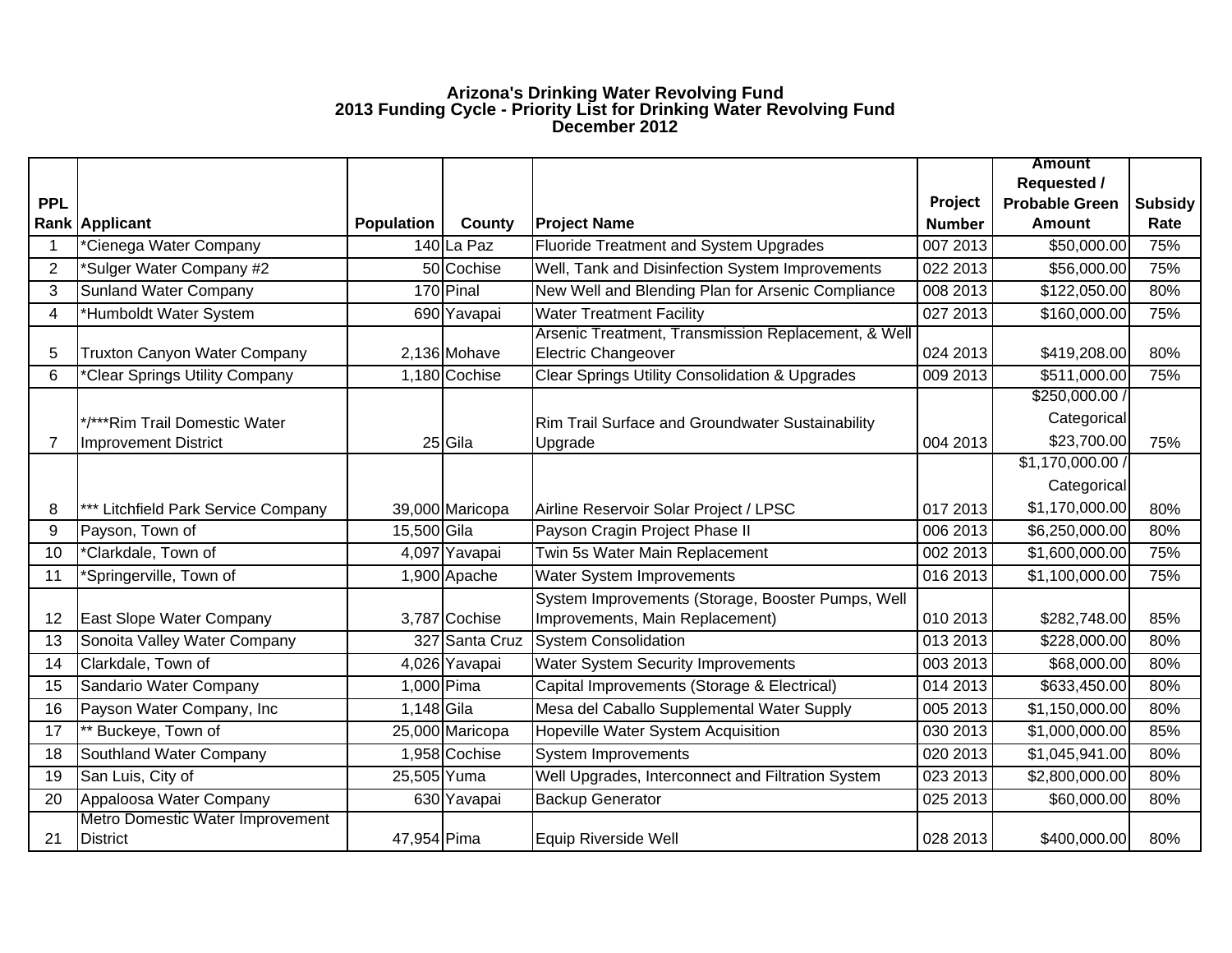# Arizona's Drinking Water Revolving Fund
## 2013 Funding Cycle - Priority List for Drinking Water Revolving Fund
## December 2012

| PPL Rank | Applicant | Population | County | Project Name | Project Number | Amount Requested / Probable Green Amount | Subsidy Rate |
|---|---|---|---|---|---|---|---|
| 1 | *Cienega Water Company | 140 | La Paz | Fluoride Treatment and System Upgrades | 007 2013 | $50,000.00 | 75% |
| 2 | *Sulger Water Company #2 | 50 | Cochise | Well, Tank and Disinfection System Improvements | 022 2013 | $56,000.00 | 75% |
| 3 | Sunland Water Company | 170 | Pinal | New Well and Blending Plan for Arsenic Compliance | 008 2013 | $122,050.00 | 80% |
| 4 | *Humboldt Water System | 690 | Yavapai | Water Treatment Facility | 027 2013 | $160,000.00 | 75% |
| 5 | Truxton Canyon Water Company | 2,136 | Mohave | Arsenic Treatment, Transmission Replacement, & Well Electric Changeover | 024 2013 | $419,208.00 | 80% |
| 6 | *Clear Springs Utility Company | 1,180 | Cochise | Clear Springs Utility Consolidation & Upgrades | 009 2013 | $511,000.00 | 75% |
| 7 | */***Rim Trail Domestic Water Improvement District | 25 | Gila | Rim Trail Surface and Groundwater Sustainability Upgrade | 004 2013 | $250,000.00 / Categorical $23,700.00 | 75% |
| 8 | *** Litchfield Park Service Company | 39,000 | Maricopa | Airline Reservoir Solar Project / LPSC | 017 2013 | $1,170,000.00 / Categorical $1,170,000.00 | 80% |
| 9 | Payson, Town of | 15,500 | Gila | Payson Cragin Project Phase II | 006 2013 | $6,250,000.00 | 80% |
| 10 | *Clarkdale, Town of | 4,097 | Yavapai | Twin 5s Water Main Replacement | 002 2013 | $1,600,000.00 | 75% |
| 11 | *Springerville, Town of | 1,900 | Apache | Water System Improvements | 016 2013 | $1,100,000.00 | 75% |
| 12 | East Slope Water Company | 3,787 | Cochise | System Improvements (Storage, Booster Pumps, Well Improvements, Main Replacement) | 010 2013 | $282,748.00 | 85% |
| 13 | Sonoita Valley Water Company | 327 | Santa Cruz | System Consolidation | 013 2013 | $228,000.00 | 80% |
| 14 | Clarkdale, Town of | 4,026 | Yavapai | Water System Security Improvements | 003 2013 | $68,000.00 | 80% |
| 15 | Sandario Water Company | 1,000 | Pima | Capital Improvements (Storage & Electrical) | 014 2013 | $633,450.00 | 80% |
| 16 | Payson Water Company, Inc | 1,148 | Gila | Mesa del Caballo Supplemental Water Supply | 005 2013 | $1,150,000.00 | 80% |
| 17 | ** Buckeye, Town of | 25,000 | Maricopa | Hopeville Water System Acquisition | 030 2013 | $1,000,000.00 | 85% |
| 18 | Southland Water Company | 1,958 | Cochise | System Improvements | 020 2013 | $1,045,941.00 | 80% |
| 19 | San Luis, City of | 25,505 | Yuma | Well Upgrades, Interconnect and Filtration System | 023 2013 | $2,800,000.00 | 80% |
| 20 | Appaloosa Water Company | 630 | Yavapai | Backup Generator | 025 2013 | $60,000.00 | 80% |
| 21 | Metro Domestic Water Improvement District | 47,954 | Pima | Equip Riverside Well | 028 2013 | $400,000.00 | 80% |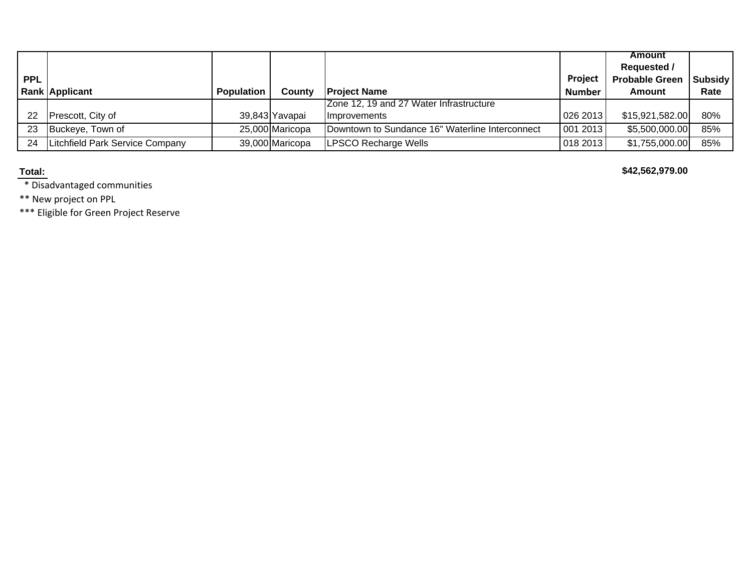| PPL Rank | Applicant | Population | County | Project Name | Project Number | Amount Requested / Probable Green Amount | Subsidy Rate |
|---|---|---|---|---|---|---|---|
| 22 | Prescott, City of | 39,843 | Yavapai | Zone 12, 19 and 27 Water Infrastructure Improvements | 026 2013 | $15,921,582.00 | 80% |
| 23 | Buckeye, Town of | 25,000 | Maricopa | Downtown to Sundance 16" Waterline Interconnect | 001 2013 | $5,500,000.00 | 85% |
| 24 | Litchfield Park Service Company | 39,000 | Maricopa | LPSCO Recharge Wells | 018 2013 | $1,755,000.00 | 85% |

**Total:** **$42,562,979.00**

\* Disadvantaged communities

\*\* New project on PPL

\*\*\* Eligible for Green Project Reserve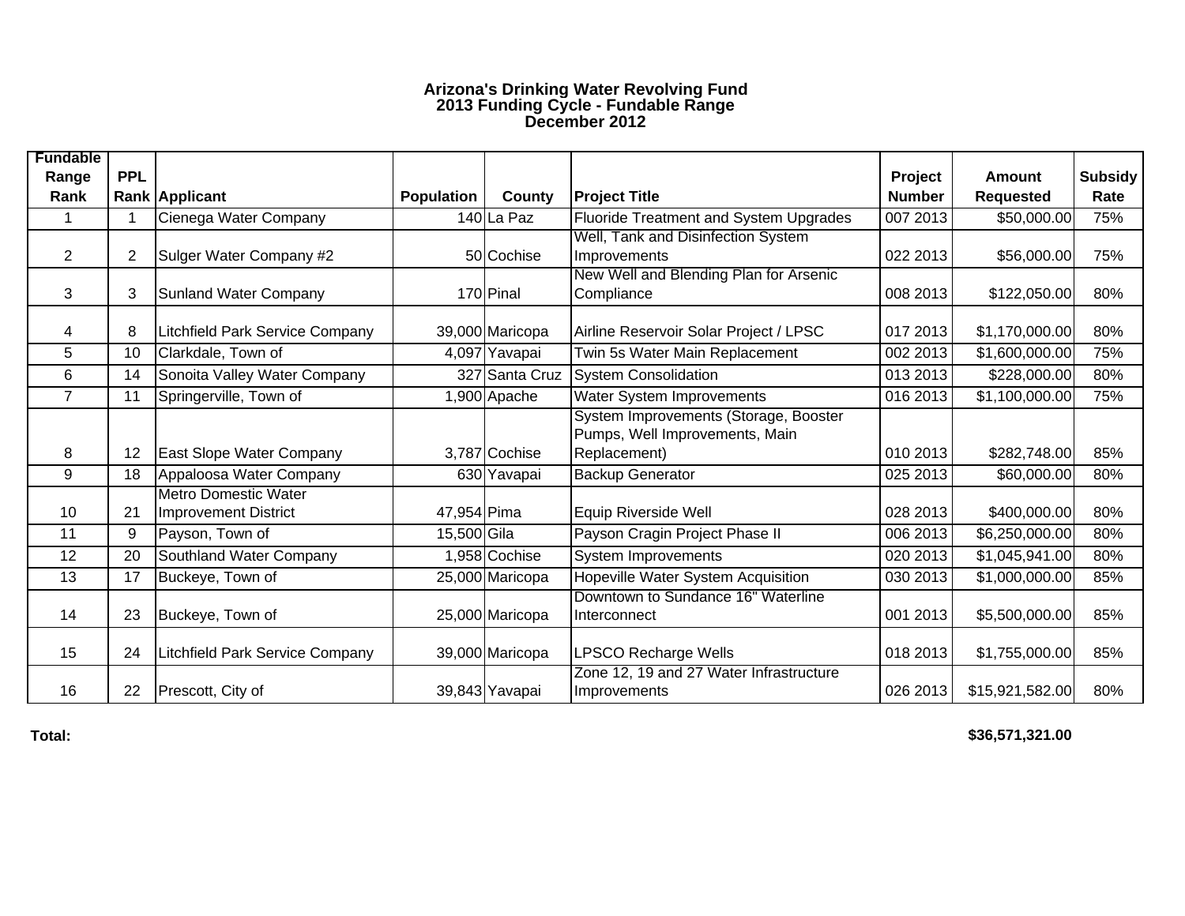**Arizona's Drinking Water Revolving Fund**
**2013 Funding Cycle - Fundable Range**
**December 2012**

| Fundable Range Rank | PPL Rank | Applicant | Population | County | Project Title | Project Number | Amount Requested | Subsidy Rate |
|---|---|---|---|---|---|---|---|---|
| 1 | 1 | Cienega Water Company | 140 | La Paz | Fluoride Treatment and System Upgrades | 007 2013 | $50,000.00 | 75% |
| 2 | 2 | Sulger Water Company #2 | 50 | Cochise | Well, Tank and Disinfection System Improvements | 022 2013 | $56,000.00 | 75% |
| 3 | 3 | Sunland Water Company | 170 | Pinal | New Well and Blending Plan for Arsenic Compliance | 008 2013 | $122,050.00 | 80% |
| 4 | 8 | Litchfield Park Service Company | 39,000 | Maricopa | Airline Reservoir Solar Project / LPSC | 017 2013 | $1,170,000.00 | 80% |
| 5 | 10 | Clarkdale, Town of | 4,097 | Yavapai | Twin 5s Water Main Replacement | 002 2013 | $1,600,000.00 | 75% |
| 6 | 14 | Sonoita Valley Water Company | 327 | Santa Cruz | System Consolidation | 013 2013 | $228,000.00 | 80% |
| 7 | 11 | Springerville, Town of | 1,900 | Apache | Water System Improvements | 016 2013 | $1,100,000.00 | 75% |
| 8 | 12 | East Slope Water Company | 3,787 | Cochise | System Improvements (Storage, Booster Pumps, Well Improvements, Main Replacement) | 010 2013 | $282,748.00 | 85% |
| 9 | 18 | Appaloosa Water Company | 630 | Yavapai | Backup Generator | 025 2013 | $60,000.00 | 80% |
| 10 | 21 | Metro Domestic Water Improvement District | 47,954 | Pima | Equip Riverside Well | 028 2013 | $400,000.00 | 80% |
| 11 | 9 | Payson, Town of | 15,500 | Gila | Payson Cragin Project Phase II | 006 2013 | $6,250,000.00 | 80% |
| 12 | 20 | Southland Water Company | 1,958 | Cochise | System Improvements | 020 2013 | $1,045,941.00 | 80% |
| 13 | 17 | Buckeye, Town of | 25,000 | Maricopa | Hopeville Water System Acquisition | 030 2013 | $1,000,000.00 | 85% |
| 14 | 23 | Buckeye, Town of | 25,000 | Maricopa | Downtown to Sundance 16" Waterline Interconnect | 001 2013 | $5,500,000.00 | 85% |
| 15 | 24 | Litchfield Park Service Company | 39,000 | Maricopa | LPSCO Recharge Wells | 018 2013 | $1,755,000.00 | 85% |
| 16 | 22 | Prescott, City of | 39,843 | Yavapai | Zone 12, 19 and 27 Water Infrastructure Improvements | 026 2013 | $15,921,582.00 | 80% |
| **Total:** | | | | | | | **$36,571,321.00** | |